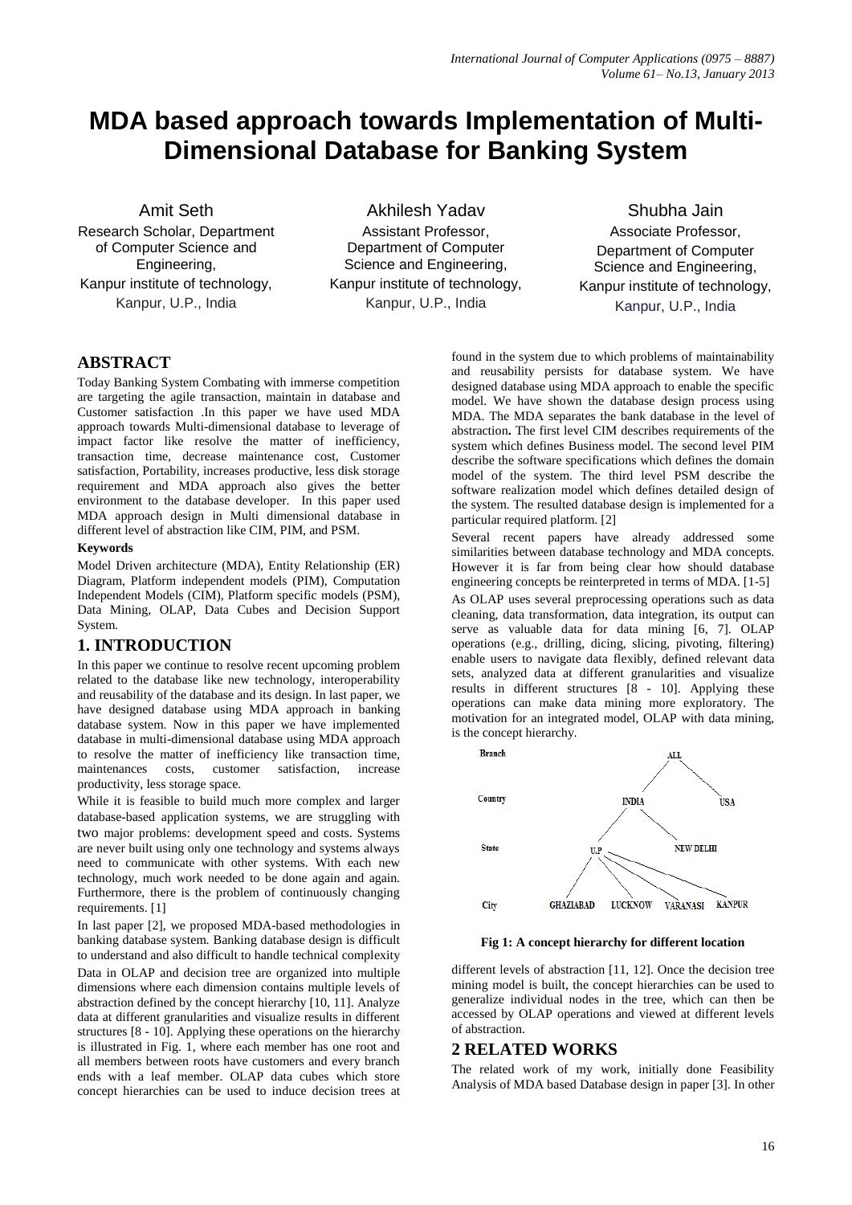# MDA based approach towards Implementation of Multi-Dimensional Database for Banking System

Amit Seth
Research Scholar, Department of Computer Science and Engineering,
Kanpur institute of technology,
Kanpur, U.P., India

Akhilesh Yadav
Assistant Professor, Department of Computer Science and Engineering,
Kanpur institute of technology,
Kanpur, U.P., India

Shubha Jain
Associate Professor, Department of Computer Science and Engineering,
Kanpur institute of technology,
Kanpur, U.P., India

## ABSTRACT

Today Banking System Combating with immerse competition are targeting the agile transaction, maintain in database and Customer satisfaction .In this paper we have used MDA approach towards Multi-dimensional database to leverage of impact factor like resolve the matter of inefficiency, transaction time, decrease maintenance cost, Customer satisfaction, Portability, increases productive, less disk storage requirement and MDA approach also gives the better environment to the database developer. In this paper used MDA approach design in Multi dimensional database in different level of abstraction like CIM, PIM, and PSM.

### Keywords

Model Driven architecture (MDA), Entity Relationship (ER) Diagram, Platform independent models (PIM), Computation Independent Models (CIM), Platform specific models (PSM), Data Mining, OLAP, Data Cubes and Decision Support System.

## 1. INTRODUCTION

In this paper we continue to resolve recent upcoming problem related to the database like new technology, interoperability and reusability of the database and its design. In last paper, we have designed database using MDA approach in banking database system. Now in this paper we have implemented database in multi-dimensional database using MDA approach to resolve the matter of inefficiency like transaction time, maintenances costs, customer satisfaction, increase productivity, less storage space.

While it is feasible to build much more complex and larger database-based application systems, we are struggling with two major problems: development speed and costs. Systems are never built using only one technology and systems always need to communicate with other systems. With each new technology, much work needed to be done again and again. Furthermore, there is the problem of continuously changing requirements. [1]

In last paper [2], we proposed MDA-based methodologies in banking database system. Banking database design is difficult to understand and also difficult to handle technical complexity

Data in OLAP and decision tree are organized into multiple dimensions where each dimension contains multiple levels of abstraction defined by the concept hierarchy [10, 11]. Analyze data at different granularities and visualize results in different structures [8 - 10]. Applying these operations on the hierarchy is illustrated in Fig. 1, where each member has one root and all members between roots have customers and every branch ends with a leaf member. OLAP data cubes which store concept hierarchies can be used to induce decision trees at

found in the system due to which problems of maintainability and reusability persists for database system. We have designed database using MDA approach to enable the specific model. We have shown the database design process using MDA. The MDA separates the bank database in the level of abstraction**.** The first level CIM describes requirements of the system which defines Business model. The second level PIM describe the software specifications which defines the domain model of the system. The third level PSM describe the software realization model which defines detailed design of the system. The resulted database design is implemented for a particular required platform. [2]

Several recent papers have already addressed some similarities between database technology and MDA concepts. However it is far from being clear how should database engineering concepts be reinterpreted in terms of MDA. [1-5]

As OLAP uses several preprocessing operations such as data cleaning, data transformation, data integration, its output can serve as valuable data for data mining [6, 7]. OLAP operations (e.g., drilling, dicing, slicing, pivoting, filtering) enable users to navigate data flexibly, defined relevant data sets, analyzed data at different granularities and visualize results in different structures [8 - 10]. Applying these operations can make data mining more exploratory. The motivation for an integrated model, OLAP with data mining, is the concept hierarchy.

| Branch | ALL |
|---|---|
| Country | INDIA, USA |
| State | U.P, NEW DELHI |
| City | GHAZIABAD, LUCKNOW, VARANASI, KANPUR |

**Fig 1: A concept hierarchy for different location**

different levels of abstraction [11, 12]. Once the decision tree mining model is built, the concept hierarchies can be used to generalize individual nodes in the tree, which can then be accessed by OLAP operations and viewed at different levels of abstraction.

## 2 RELATED WORKS

The related work of my work, initially done Feasibility Analysis of MDA based Database design in paper [3]. In other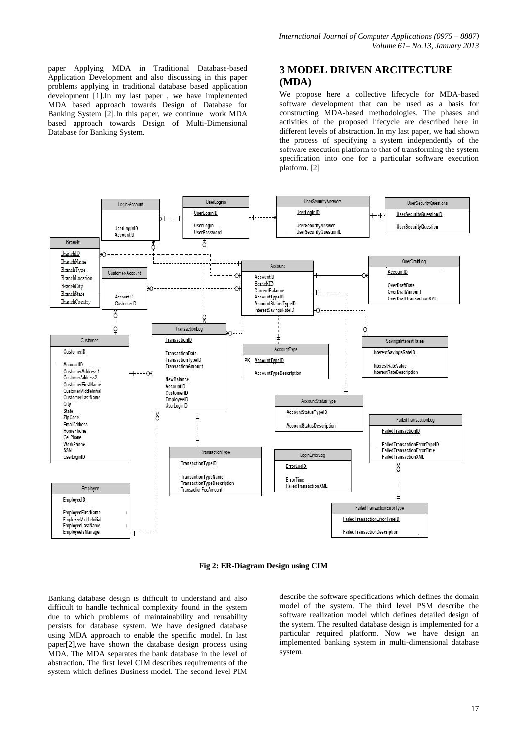paper Applying MDA in Traditional Database-based Application Development and also discussing in this paper problems applying in traditional database based application development [1].In my last paper , we have implemented MDA based approach towards Design of Database for Banking System [2].In this paper, we continue work MDA based approach towards Design of Multi-Dimensional Database for Banking System.

## 3 MODEL DRIVEN ARCITECTURE (MDA)

We propose here a collective lifecycle for MDA-based software development that can be used as a basis for constructing MDA-based methodologies. The phases and activities of the proposed lifecycle are described here in different levels of abstraction. In my last paper, we had shown the process of specifying a system independently of the software execution platform to that of transforming the system specification into one for a particular software execution platform. [2]

**Fig 2: ER-Diagram Design using CIM**

Banking database design is difficult to understand and also difficult to handle technical complexity found in the system due to which problems of maintainability and reusability persists for database system. We have designed database using MDA approach to enable the specific model. In last paper[2],we have shown the database design process using MDA. The MDA separates the bank database in the level of abstraction**.** The first level CIM describes requirements of the system which defines Business model. The second level PIM describe the software specifications which defines the domain model of the system. The third level PSM describe the software realization model which defines detailed design of the system. The resulted database design is implemented for a particular required platform. Now we have design an implemented banking system in multi-dimensional database system.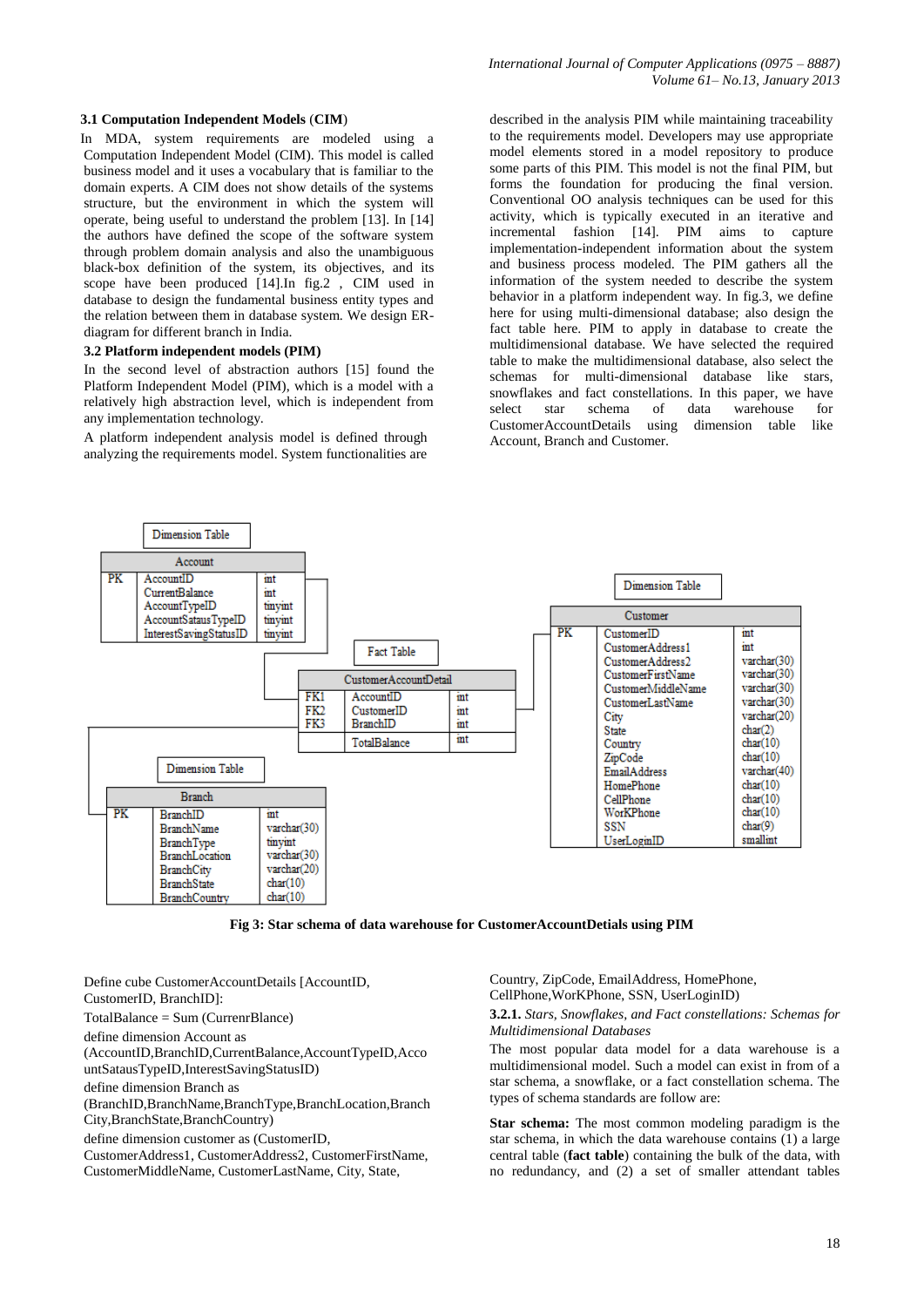### 3.1 Computation Independent Models (CIM)

In MDA, system requirements are modeled using a Computation Independent Model (CIM). This model is called business model and it uses a vocabulary that is familiar to the domain experts. A CIM does not show details of the systems structure, but the environment in which the system will operate, being useful to understand the problem [13]. In [14] the authors have defined the scope of the software system through problem domain analysis and also the unambiguous black-box definition of the system, its objectives, and its scope have been produced [14].In fig.2 , CIM used in database to design the fundamental business entity types and the relation between them in database system. We design ER-diagram for different branch in India.

### 3.2 Platform independent models (PIM)

In the second level of abstraction authors [15] found the Platform Independent Model (PIM), which is a model with a relatively high abstraction level, which is independent from any implementation technology.

A platform independent analysis model is defined through analyzing the requirements model. System functionalities are described in the analysis PIM while maintaining traceability to the requirements model. Developers may use appropriate model elements stored in a model repository to produce some parts of this PIM. This model is not the final PIM, but forms the foundation for producing the final version. Conventional OO analysis techniques can be used for this activity, which is typically executed in an iterative and incremental fashion [14]. PIM aims to capture implementation-independent information about the system and business process modeled. The PIM gathers all the information of the system needed to describe the system behavior in a platform independent way. In fig.3, we define here for using multi-dimensional database; also design the fact table here. PIM to apply in database to create the multidimensional database. We have selected the required table to make the multidimensional database, also select the schemas for multi-dimensional database like stars, snowflakes and fact constellations. In this paper, we have select star schema of data warehouse for CustomerAccountDetails using dimension table like Account, Branch and Customer.

Dimension Table: Account

| | Account | |
|---|---|---|
| PK | AccountID | int |
| | CurrentBalance | int |
| | AccountTypeID | tinyint |
| | AccountSatausTypeID | tinyint |
| | InterestSavingStatusID | tinyint |

Fact Table: CustomerAccountDetail

| | CustomerAccountDetail | |
|---|---|---|
| FK1 | AccountID | int |
| FK2 | CustomerID | int |
| FK3 | BranchID | int |
| | TotalBalance | int |

Dimension Table: Customer

| | Customer | |
|---|---|---|
| PK | CustomerID | int |
| | CustomerAddress1 | int |
| | CustomerAddress2 | varchar(30) |
| | CustomerFirstName | varchar(30) |
| | CustomerMiddleName | varchar(30) |
| | CustomerLastName | varchar(30) |
| | City | varchar(20) |
| | State | char(2) |
| | Country | char(10) |
| | ZipCode | char(10) |
| | EmailAddress | varchar(40) |
| | HomePhone | char(10) |
| | CellPhone | char(10) |
| | WorKPhone | char(10) |
| | SSN | char(9) |
| | UserLoginID | smallint |

Dimension Table: Branch

| | Branch | |
|---|---|---|
| PK | BranchID | int |
| | BranchName | varchar(30) |
| | BranchType | tinyint |
| | BranchLocation | varchar(30) |
| | BranchCity | varchar(20) |
| | BranchState | char(10) |
| | BranchCountry | char(10) |

**Fig 3: Star schema of data warehouse for CustomerAccountDetials using PIM**

Define cube CustomerAccountDetails [AccountID, CustomerID, BranchID]:

TotalBalance = Sum (CurrenrBlance)

define dimension Account as (AccountID,BranchID,CurrentBalance,AccountTypeID,AccountSatausTypeID,InterestSavingStatusID)

define dimension Branch as (BranchID,BranchName,BranchType,BranchLocation,BranchCity,BranchState,BranchCountry)

define dimension customer as (CustomerID, CustomerAddress1, CustomerAddress2, CustomerFirstName, CustomerMiddleName, CustomerLastName, City, State, Country, ZipCode, EmailAddress, HomePhone, CellPhone,WorKPhone, SSN, UserLoginID)

#### 3.2.1. *Stars, Snowflakes, and Fact constellations: Schemas for Multidimensional Databases*

The most popular data model for a data warehouse is a multidimensional model. Such a model can exist in from of a star schema, a snowflake, or a fact constellation schema. The types of schema standards are follow are:

**Star schema:** The most common modeling paradigm is the star schema, in which the data warehouse contains (1) a large central table (**fact table**) containing the bulk of the data, with no redundancy, and (2) a set of smaller attendant tables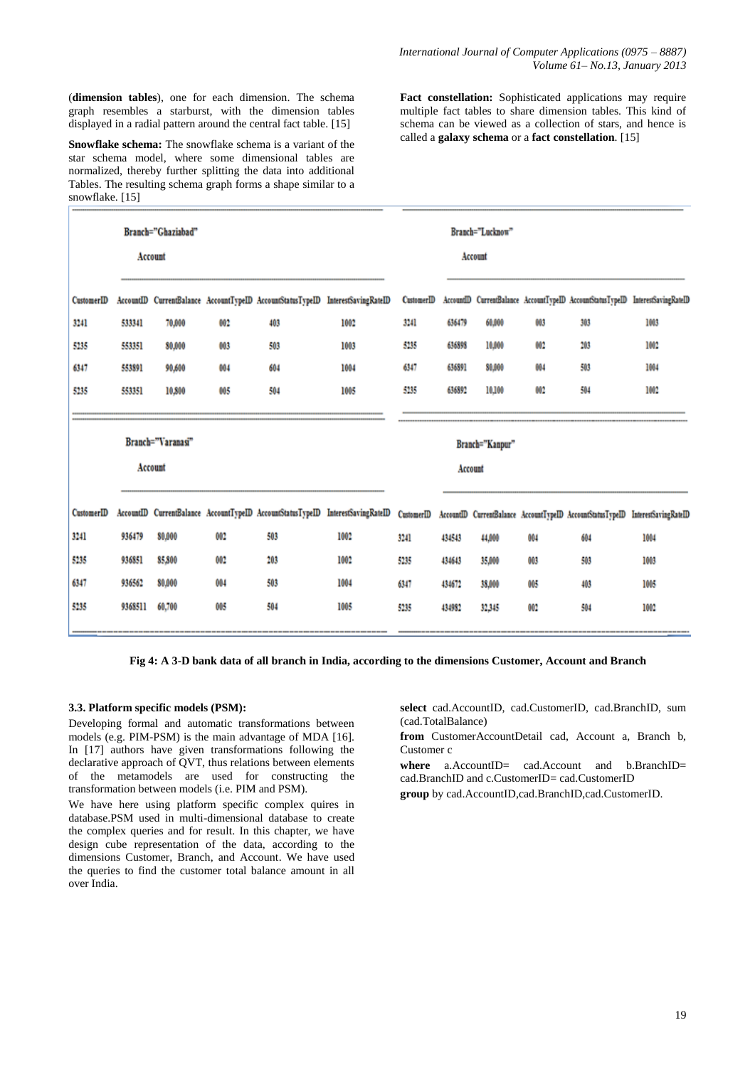(**dimension tables**), one for each dimension. The schema graph resembles a starburst, with the dimension tables displayed in a radial pattern around the central fact table. [15]

**Snowflake schema:** The snowflake schema is a variant of the star schema model, where some dimensional tables are normalized, thereby further splitting the data into additional Tables. The resulting schema graph forms a shape similar to a snowflake. [15]

**Fact constellation:** Sophisticated applications may require multiple fact tables to share dimension tables. This kind of schema can be viewed as a collection of stars, and hence is called a **galaxy schema** or a **fact constellation**. [15]

Branch="Ghaziabad"

Account

| CustomerID | AccountID | CurrentBalance | AccountTypeID | AccountStatusTypeID | InterestSavingRateID |
|---|---|---|---|---|---|
| 3241 | 533341 | 70,000 | 002 | 403 | 1002 |
| 5235 | 553351 | 80,000 | 003 | 503 | 1003 |
| 6347 | 553891 | 90,600 | 004 | 604 | 1004 |
| 5235 | 553351 | 10,800 | 005 | 504 | 1005 |

Branch="Lucknow"

Account

| CustomerID | AccountID | CurrentBalance | AccountTypeID | AccountStatusTypeID | InterestSavingRateID |
|---|---|---|---|---|---|
| 3241 | 636479 | 60,000 | 003 | 303 | 1003 |
| 5235 | 636898 | 10,000 | 002 | 203 | 1002 |
| 6347 | 636891 | 80,000 | 004 | 503 | 1004 |
| 5235 | 636892 | 10,100 | 002 | 504 | 1002 |

Branch="Varanasi"

Account

| CustomerID | AccountID | CurrentBalance | AccountTypeID | AccountStatusTypeID | InterestSavingRateID |
|---|---|---|---|---|---|
| 3241 | 936479 | 80,000 | 002 | 503 | 1002 |
| 5235 | 936851 | 85,800 | 002 | 203 | 1002 |
| 6347 | 936562 | 80,000 | 004 | 503 | 1004 |
| 5235 | 9368511 | 60,700 | 005 | 504 | 1005 |

Branch="Kanpur"

Account

| CustomerID | AccountID | CurrentBalance | AccountTypeID | AccountStatusTypeID | InterestSavingRateID |
|---|---|---|---|---|---|
| 3241 | 434543 | 44,000 | 004 | 604 | 1004 |
| 5235 | 434643 | 35,000 | 003 | 503 | 1003 |
| 6347 | 434672 | 38,000 | 005 | 403 | 1005 |
| 5235 | 434982 | 32,345 | 002 | 504 | 1002 |

**Fig 4: A 3-D bank data of all branch in India, according to the dimensions Customer, Account and Branch**

### 3.3. Platform specific models (PSM):

Developing formal and automatic transformations between models (e.g. PIM-PSM) is the main advantage of MDA [16]. In [17] authors have given transformations following the declarative approach of QVT, thus relations between elements of the metamodels are used for constructing the transformation between models (i.e. PIM and PSM).

We have here using platform specific complex quires in database.PSM used in multi-dimensional database to create the complex queries and for result. In this chapter, we have design cube representation of the data, according to the dimensions Customer, Branch, and Account. We have used the queries to find the customer total balance amount in all over India.

**select** cad.AccountID, cad.CustomerID, cad.BranchID, sum (cad.TotalBalance)

**from** CustomerAccountDetail cad, Account a, Branch b, Customer c

**where** a.AccountID= cad.Account and b.BranchID= cad.BranchID and c.CustomerID= cad.CustomerID

**group** by cad.AccountID,cad.BranchID,cad.CustomerID.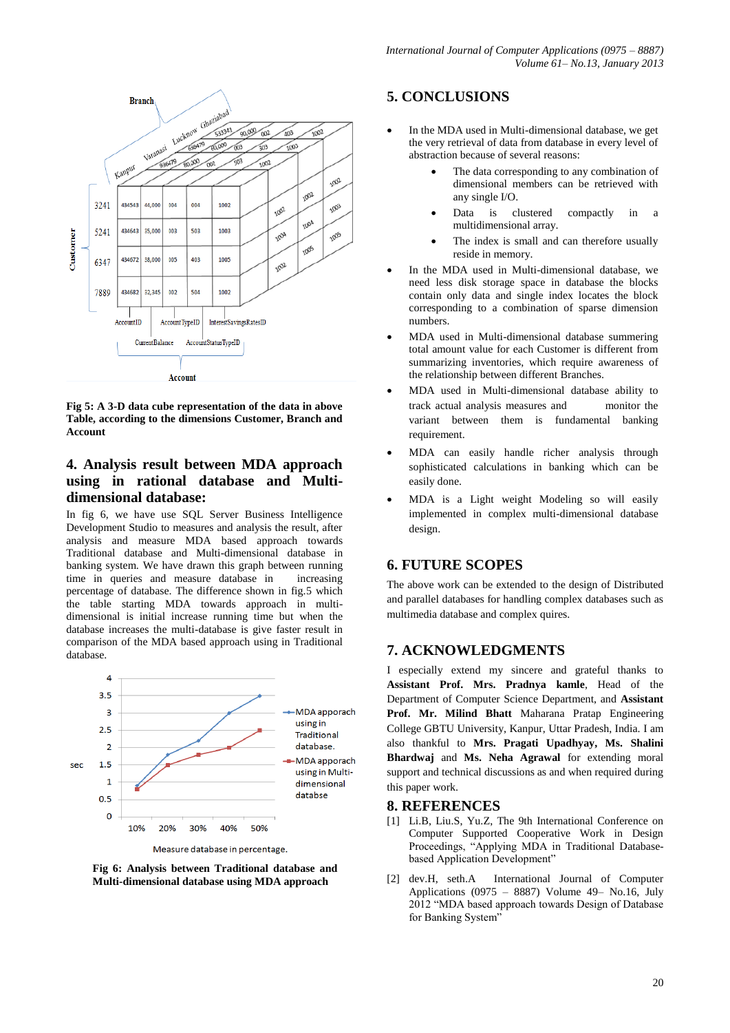Fig 5: A 3-D data cube representation of the data in above Table, according to the dimensions Customer, Branch and Account

## 4. Analysis result between MDA approach using in rational database and Multi-dimensional database:

In fig 6, we have use SQL Server Business Intelligence Development Studio to measures and analysis the result, after analysis and measure MDA based approach towards Traditional database and Multi-dimensional database in banking system. We have drawn this graph between running time in queries and measure database in increasing percentage of database. The difference shown in fig.5 which the table starting MDA towards approach in multi-dimensional is initial increase running time but when the database increases the multi-database is give faster result in comparison of the MDA based approach using in Traditional database.

Fig 6: Analysis between Traditional database and Multi-dimensional database using MDA approach

## 5. CONCLUSIONS

- In the MDA used in Multi-dimensional database, we get the very retrieval of data from database in every level of abstraction because of several reasons:
  - The data corresponding to any combination of dimensional members can be retrieved with any single I/O.
  - Data is clustered compactly in a multidimensional array.
  - The index is small and can therefore usually reside in memory.
- In the MDA used in Multi-dimensional database, we need less disk storage space in database the blocks contain only data and single index locates the block corresponding to a combination of sparse dimension numbers.
- MDA used in Multi-dimensional database summering total amount value for each Customer is different from summarizing inventories, which require awareness of the relationship between different Branches.
- MDA used in Multi-dimensional database ability to track actual analysis measures and monitor the variant between them is fundamental banking requirement.
- MDA can easily handle richer analysis through sophisticated calculations in banking which can be easily done.
- MDA is a Light weight Modeling so will easily implemented in complex multi-dimensional database design.

## 6. FUTURE SCOPES

The above work can be extended to the design of Distributed and parallel databases for handling complex databases such as multimedia database and complex quires.

## 7. ACKNOWLEDGMENTS

I especially extend my sincere and grateful thanks to **Assistant Prof. Mrs. Pradnya kamle**, Head of the Department of Computer Science Department, and **Assistant Prof. Mr. Milind Bhatt** Maharana Pratap Engineering College GBTU University, Kanpur, Uttar Pradesh, India. I am also thankful to **Mrs. Pragati Upadhyay, Ms. Shalini Bhardwaj** and **Ms. Neha Agrawal** for extending moral support and technical discussions as and when required during this paper work.

## 8. REFERENCES

[1] Li.B, Liu.S, Yu.Z, The 9th International Conference on Computer Supported Cooperative Work in Design Proceedings, "Applying MDA in Traditional Database-based Application Development"

[2] dev.H, seth.A International Journal of Computer Applications (0975 – 8887) Volume 49– No.16, July 2012 "MDA based approach towards Design of Database for Banking System"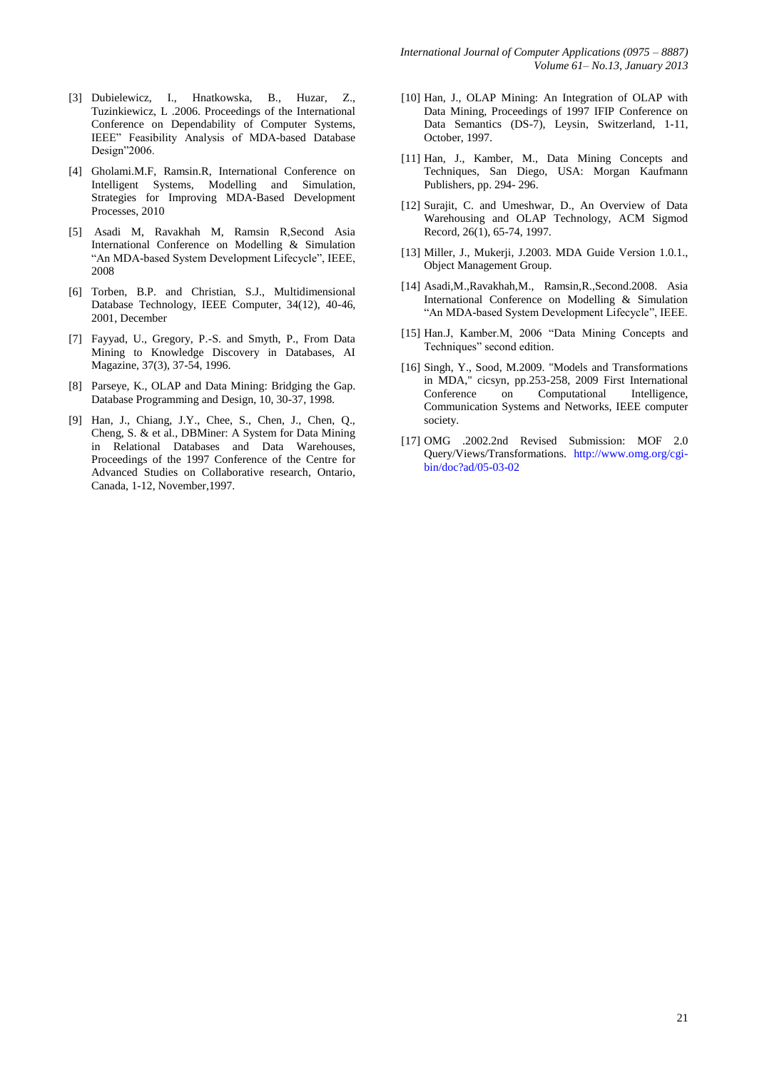[3] Dubielewicz, I., Hnatkowska, B., Huzar, Z., Tuzinkiewicz, L .2006. Proceedings of the International Conference on Dependability of Computer Systems, IEEE" Feasibility Analysis of MDA-based Database Design"2006.

[4] Gholami.M.F, Ramsin.R, International Conference on Intelligent Systems, Modelling and Simulation, Strategies for Improving MDA-Based Development Processes, 2010

[5] Asadi M, Ravakhah M, Ramsin R,Second Asia International Conference on Modelling & Simulation "An MDA-based System Development Lifecycle", IEEE, 2008

[6] Torben, B.P. and Christian, S.J., Multidimensional Database Technology, IEEE Computer, 34(12), 40-46, 2001, December

[7] Fayyad, U., Gregory, P.-S. and Smyth, P., From Data Mining to Knowledge Discovery in Databases, AI Magazine, 37(3), 37-54, 1996.

[8] Parseye, K., OLAP and Data Mining: Bridging the Gap. Database Programming and Design, 10, 30-37, 1998.

[9] Han, J., Chiang, J.Y., Chee, S., Chen, J., Chen, Q., Cheng, S. & et al., DBMiner: A System for Data Mining in Relational Databases and Data Warehouses, Proceedings of the 1997 Conference of the Centre for Advanced Studies on Collaborative research, Ontario, Canada, 1-12, November,1997.

[10] Han, J., OLAP Mining: An Integration of OLAP with Data Mining, Proceedings of 1997 IFIP Conference on Data Semantics (DS-7), Leysin, Switzerland, 1-11, October, 1997.

[11] Han, J., Kamber, M., Data Mining Concepts and Techniques, San Diego, USA: Morgan Kaufmann Publishers, pp. 294- 296.

[12] Surajit, C. and Umeshwar, D., An Overview of Data Warehousing and OLAP Technology, ACM Sigmod Record, 26(1), 65-74, 1997.

[13] Miller, J., Mukerji, J.2003. MDA Guide Version 1.0.1., Object Management Group.

[14] Asadi,M.,Ravakhah,M., Ramsin,R.,Second.2008. Asia International Conference on Modelling & Simulation "An MDA-based System Development Lifecycle", IEEE.

[15] Han.J, Kamber.M, 2006 "Data Mining Concepts and Techniques" second edition.

[16] Singh, Y., Sood, M.2009. "Models and Transformations in MDA," cicsyn, pp.253-258, 2009 First International Conference on Computational Intelligence, Communication Systems and Networks, IEEE computer society.

[17] OMG .2002.2nd Revised Submission: MOF 2.0 Query/Views/Transformations. http://www.omg.org/cgi-bin/doc?ad/05-03-02